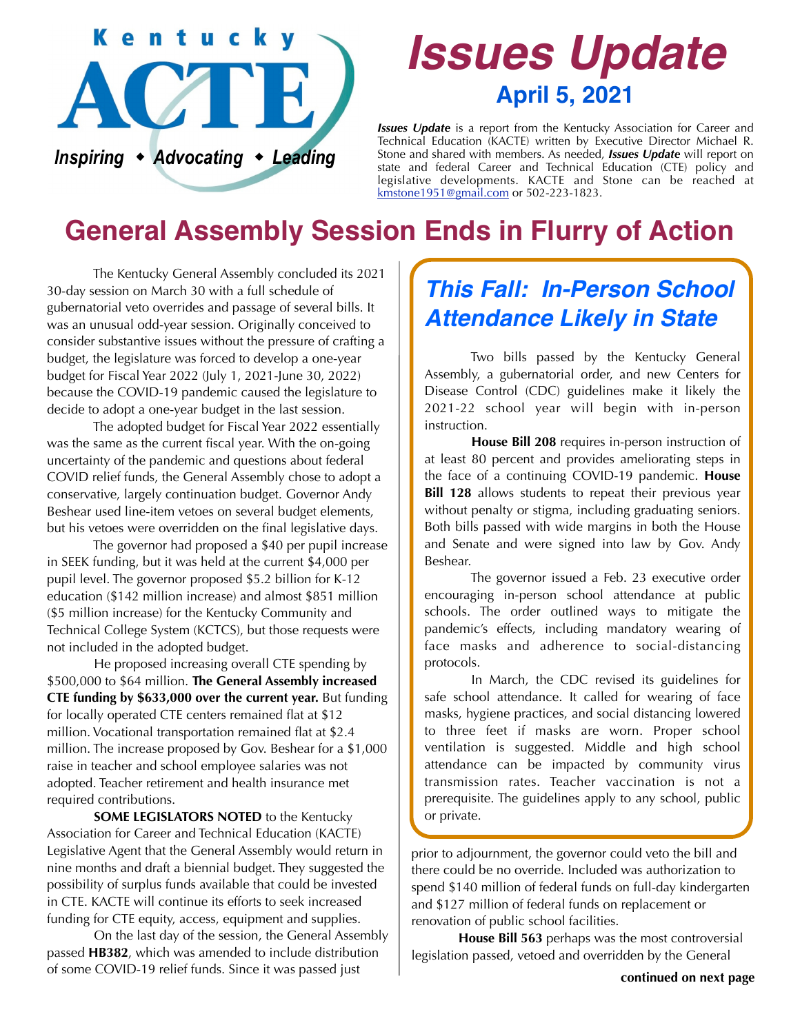Kentucky ACTE

*Inspiring ◆ Advocating ◆ Leading*

# *Issues Update*

## April 5, 2021

***Issues Update*** is a report from the Kentucky Association for Career and Technical Education (KACTE) written by Executive Director Michael R. Stone and shared with members. As needed, ***Issues Update*** will report on state and federal Career and Technical Education (CTE) policy and legislative developments. KACTE and Stone can be reached at kmstone1951@gmail.com or 502-223-1823.

# General Assembly Session Ends in Flurry of Action

The Kentucky General Assembly concluded its 2021 30-day session on March 30 with a full schedule of gubernatorial veto overrides and passage of several bills. It was an unusual odd-year session. Originally conceived to consider substantive issues without the pressure of crafting a budget, the legislature was forced to develop a one-year budget for Fiscal Year 2022 (July 1, 2021-June 30, 2022) because the COVID-19 pandemic caused the legislature to decide to adopt a one-year budget in the last session.

The adopted budget for Fiscal Year 2022 essentially was the same as the current fiscal year. With the on-going uncertainty of the pandemic and questions about federal COVID relief funds, the General Assembly chose to adopt a conservative, largely continuation budget. Governor Andy Beshear used line-item vetoes on several budget elements, but his vetoes were overridden on the final legislative days.

The governor had proposed a $40 per pupil increase in SEEK funding, but it was held at the current $4,000 per pupil level. The governor proposed $5.2 billion for K-12 education ($142 million increase) and almost $851 million ($5 million increase) for the Kentucky Community and Technical College System (KCTCS), but those requests were not included in the adopted budget.

He proposed increasing overall CTE spending by $500,000 to $64 million. **The General Assembly increased CTE funding by $633,000 over the current year.** But funding for locally operated CTE centers remained flat at $12 million. Vocational transportation remained flat at $2.4 million. The increase proposed by Gov. Beshear for a $1,000 raise in teacher and school employee salaries was not adopted. Teacher retirement and health insurance met required contributions.

**SOME LEGISLATORS NOTED** to the Kentucky Association for Career and Technical Education (KACTE) Legislative Agent that the General Assembly would return in nine months and draft a biennial budget. They suggested the possibility of surplus funds available that could be invested in CTE. KACTE will continue its efforts to seek increased funding for CTE equity, access, equipment and supplies.

On the last day of the session, the General Assembly passed **HB382**, which was amended to include distribution of some COVID-19 relief funds. Since it was passed just prior to adjournment, the governor could veto the bill and there could be no override. Included was authorization to spend $140 million of federal funds on full-day kindergarten and $127 million of federal funds on replacement or renovation of public school facilities.

**House Bill 563** perhaps was the most controversial legislation passed, vetoed and overridden by the General

**continued on next page**

## *This Fall: In-Person School Attendance Likely in State*

Two bills passed by the Kentucky General Assembly, a gubernatorial order, and new Centers for Disease Control (CDC) guidelines make it likely the 2021-22 school year will begin with in-person instruction.

**House Bill 208** requires in-person instruction of at least 80 percent and provides ameliorating steps in the face of a continuing COVID-19 pandemic. **House Bill 128** allows students to repeat their previous year without penalty or stigma, including graduating seniors. Both bills passed with wide margins in both the House and Senate and were signed into law by Gov. Andy Beshear.

The governor issued a Feb. 23 executive order encouraging in-person school attendance at public schools. The order outlined ways to mitigate the pandemic's effects, including mandatory wearing of face masks and adherence to social-distancing protocols.

In March, the CDC revised its guidelines for safe school attendance. It called for wearing of face masks, hygiene practices, and social distancing lowered to three feet if masks are worn. Proper school ventilation is suggested. Middle and high school attendance can be impacted by community virus transmission rates. Teacher vaccination is not a prerequisite. The guidelines apply to any school, public or private.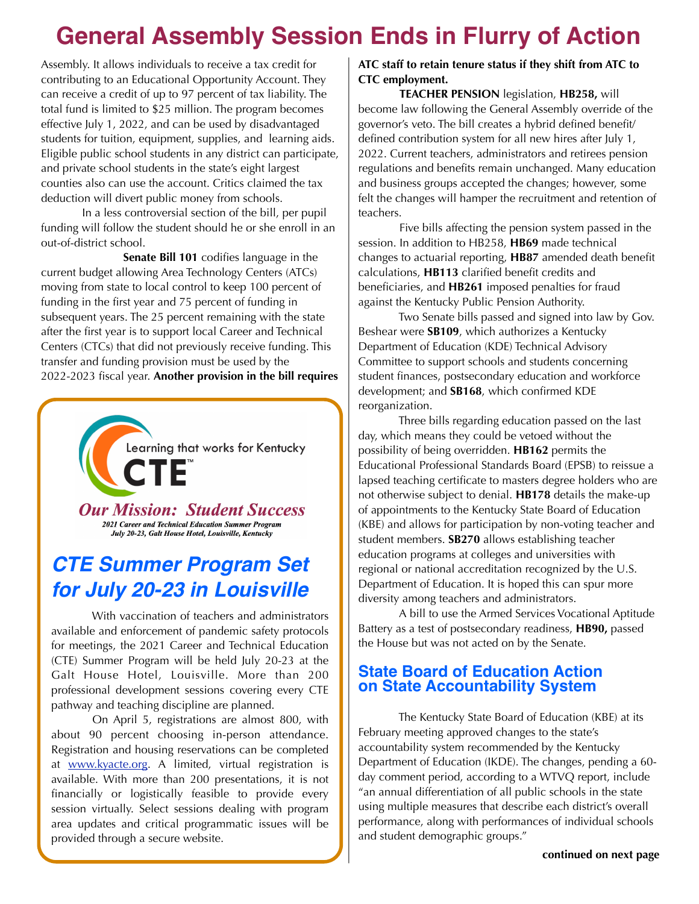# General Assembly Session Ends in Flurry of Action

Assembly. It allows individuals to receive a tax credit for contributing to an Educational Opportunity Account. They can receive a credit of up to 97 percent of tax liability. The total fund is limited to $25 million. The program becomes effective July 1, 2022, and can be used by disadvantaged students for tuition, equipment, supplies, and learning aids. Eligible public school students in any district can participate, and private school students in the state's eight largest counties also can use the account. Critics claimed the tax deduction will divert public money from schools.

In a less controversial section of the bill, per pupil funding will follow the student should he or she enroll in an out-of-district school.

**Senate Bill 101** codifies language in the current budget allowing Area Technology Centers (ATCs) moving from state to local control to keep 100 percent of funding in the first year and 75 percent of funding in subsequent years. The 25 percent remaining with the state after the first year is to support local Career and Technical Centers (CTCs) that did not previously receive funding. This transfer and funding provision must be used by the 2022-2023 fiscal year. **Another provision in the bill requires ATC staff to retain tenure status if they shift from ATC to CTC employment.**

**TEACHER PENSION** legislation, **HB258,** will become law following the General Assembly override of the governor's veto. The bill creates a hybrid defined benefit/ defined contribution system for all new hires after July 1, 2022. Current teachers, administrators and retirees pension regulations and benefits remain unchanged. Many education and business groups accepted the changes; however, some felt the changes will hamper the recruitment and retention of teachers.

Five bills affecting the pension system passed in the session. In addition to HB258, **HB69** made technical changes to actuarial reporting, **HB87** amended death benefit calculations, **HB113** clarified benefit credits and beneficiaries, and **HB261** imposed penalties for fraud against the Kentucky Public Pension Authority.

Two Senate bills passed and signed into law by Gov. Beshear were **SB109**, which authorizes a Kentucky Department of Education (KDE) Technical Advisory Committee to support schools and students concerning student finances, postsecondary education and workforce development; and **SB168**, which confirmed KDE reorganization.

Three bills regarding education passed on the last day, which means they could be vetoed without the possibility of being overridden. **HB162** permits the Educational Professional Standards Board (EPSB) to reissue a lapsed teaching certificate to masters degree holders who are not otherwise subject to denial. **HB178** details the make-up of appointments to the Kentucky State Board of Education (KBE) and allows for participation by non-voting teacher and student members. **SB270** allows establishing teacher education programs at colleges and universities with regional or national accreditation recognized by the U.S. Department of Education. It is hoped this can spur more diversity among teachers and administrators.

A bill to use the Armed Services Vocational Aptitude Battery as a test of postsecondary readiness, **HB90,** passed the House but was not acted on by the Senate.

## State Board of Education Action on State Accountability System

The Kentucky State Board of Education (KBE) at its February meeting approved changes to the state's accountability system recommended by the Kentucky Department of Education (IKDE). The changes, pending a 60-day comment period, according to a WTVQ report, include "an annual differentiation of all public schools in the state using multiple measures that describe each district's overall performance, along with performances of individual schools and student demographic groups."

**continued on next page**

---

Learning that works for Kentucky
CTE™

*Our Mission: Student Success*

*2021 Career and Technical Education Summer Program*
*July 20-23, Galt House Hotel, Louisville, Kentucky*

## *CTE Summer Program Set for July 20-23 in Louisville*

With vaccination of teachers and administrators available and enforcement of pandemic safety protocols for meetings, the 2021 Career and Technical Education (CTE) Summer Program will be held July 20-23 at the Galt House Hotel, Louisville. More than 200 professional development sessions covering every CTE pathway and teaching discipline are planned.

On April 5, registrations are almost 800, with about 90 percent choosing in-person attendance. Registration and housing reservations can be completed at www.kyacte.org. A limited, virtual registration is available. With more than 200 presentations, it is not financially or logistically feasible to provide every session virtually. Select sessions dealing with program area updates and critical programmatic issues will be provided through a secure website.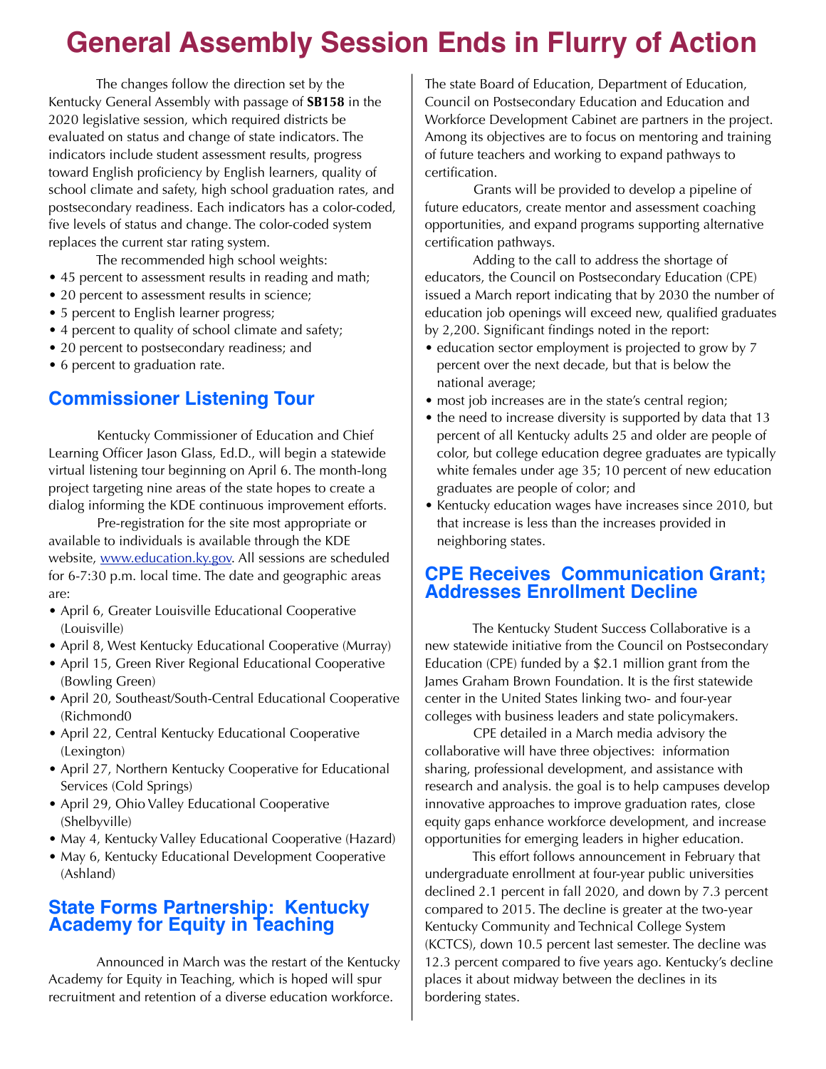# General Assembly Session Ends in Flurry of Action

The changes follow the direction set by the Kentucky General Assembly with passage of **SB158** in the 2020 legislative session, which required districts be evaluated on status and change of state indicators. The indicators include student assessment results, progress toward English proficiency by English learners, quality of school climate and safety, high school graduation rates, and postsecondary readiness. Each indicators has a color-coded, five levels of status and change. The color-coded system replaces the current star rating system.

The recommended high school weights:

- 45 percent to assessment results in reading and math;
- 20 percent to assessment results in science;
- 5 percent to English learner progress;
- 4 percent to quality of school climate and safety;
- 20 percent to postsecondary readiness; and
- 6 percent to graduation rate.

## Commissioner Listening Tour

Kentucky Commissioner of Education and Chief Learning Officer Jason Glass, Ed.D., will begin a statewide virtual listening tour beginning on April 6. The month-long project targeting nine areas of the state hopes to create a dialog informing the KDE continuous improvement efforts.

Pre-registration for the site most appropriate or available to individuals is available through the KDE website, www.education.ky.gov. All sessions are scheduled for 6-7:30 p.m. local time. The date and geographic areas are:

- April 6, Greater Louisville Educational Cooperative (Louisville)
- April 8, West Kentucky Educational Cooperative (Murray)
- April 15, Green River Regional Educational Cooperative (Bowling Green)
- April 20, Southeast/South-Central Educational Cooperative (Richmond0
- April 22, Central Kentucky Educational Cooperative (Lexington)
- April 27, Northern Kentucky Cooperative for Educational Services (Cold Springs)
- April 29, Ohio Valley Educational Cooperative (Shelbyville)
- May 4, Kentucky Valley Educational Cooperative (Hazard)
- May 6, Kentucky Educational Development Cooperative (Ashland)

## State Forms Partnership: Kentucky Academy for Equity in Teaching

Announced in March was the restart of the Kentucky Academy for Equity in Teaching, which is hoped will spur recruitment and retention of a diverse education workforce. The state Board of Education, Department of Education, Council on Postsecondary Education and Education and Workforce Development Cabinet are partners in the project. Among its objectives are to focus on mentoring and training of future teachers and working to expand pathways to certification.

Grants will be provided to develop a pipeline of future educators, create mentor and assessment coaching opportunities, and expand programs supporting alternative certification pathways.

Adding to the call to address the shortage of educators, the Council on Postsecondary Education (CPE) issued a March report indicating that by 2030 the number of education job openings will exceed new, qualified graduates by 2,200. Significant findings noted in the report:

- education sector employment is projected to grow by 7 percent over the next decade, but that is below the national average;
- most job increases are in the state's central region;
- the need to increase diversity is supported by data that 13 percent of all Kentucky adults 25 and older are people of color, but college education degree graduates are typically white females under age 35; 10 percent of new education graduates are people of color; and
- Kentucky education wages have increases since 2010, but that increase is less than the increases provided in neighboring states.

## CPE Receives Communication Grant; Addresses Enrollment Decline

The Kentucky Student Success Collaborative is a new statewide initiative from the Council on Postsecondary Education (CPE) funded by a $2.1 million grant from the James Graham Brown Foundation. It is the first statewide center in the United States linking two- and four-year colleges with business leaders and state policymakers.

CPE detailed in a March media advisory the collaborative will have three objectives: information sharing, professional development, and assistance with research and analysis. the goal is to help campuses develop innovative approaches to improve graduation rates, close equity gaps enhance workforce development, and increase opportunities for emerging leaders in higher education.

This effort follows announcement in February that undergraduate enrollment at four-year public universities declined 2.1 percent in fall 2020, and down by 7.3 percent compared to 2015. The decline is greater at the two-year Kentucky Community and Technical College System (KCTCS), down 10.5 percent last semester. The decline was 12.3 percent compared to five years ago. Kentucky's decline places it about midway between the declines in its bordering states.